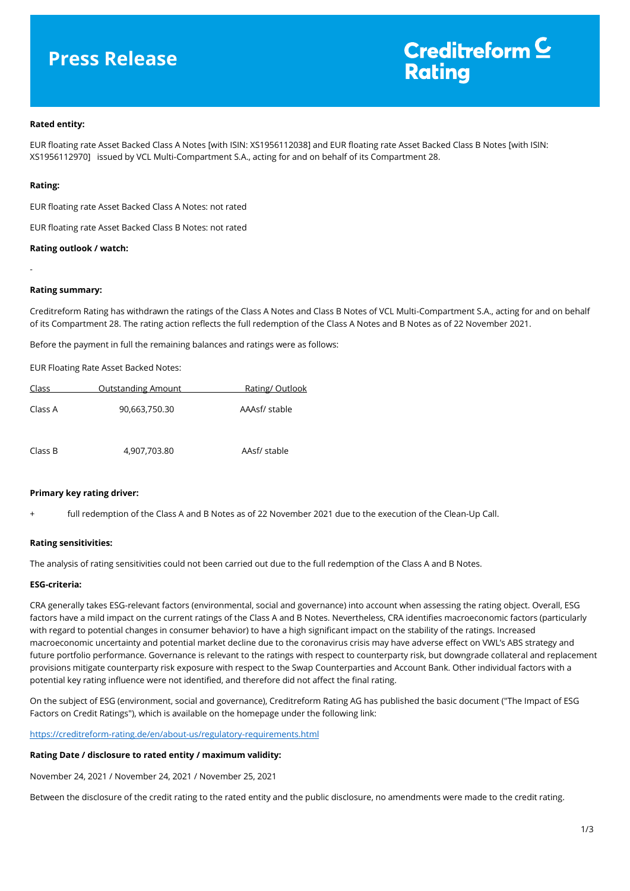# Press Release

**Creditreform Rating**

**Rated entity:**

EUR floating rate Asset Backed Class A Notes [with ISIN: XS1956112038] and EUR floating rate Asset Backed Class B Notes [with ISIN: XS1956112970] issued by VCL Multi-Compartment S.A., acting for and on behalf of its Compartment 28.

**Rating:**

EUR floating rate Asset Backed Class A Notes: not rated

EUR floating rate Asset Backed Class B Notes: not rated

**Rating outlook / watch:**

-

**Rating summary:**

Creditreform Rating has withdrawn the ratings of the Class A Notes and Class B Notes of VCL Multi-Compartment S.A., acting for and on behalf of its Compartment 28. The rating action reflects the full redemption of the Class A Notes and B Notes as of 22 November 2021.

Before the payment in full the remaining balances and ratings were as follows:

EUR Floating Rate Asset Backed Notes:

| Class | Outstanding Amount | Rating/ Outlook |
|---|---|---|
| Class A | 90,663,750.30 | AAAsf/ stable |
| Class B | 4,907,703.80 | AAsf/ stable |

**Primary key rating driver:**

+ full redemption of the Class A and B Notes as of 22 November 2021 due to the execution of the Clean-Up Call.

**Rating sensitivities:**

The analysis of rating sensitivities could not been carried out due to the full redemption of the Class A and B Notes.

**ESG-criteria:**

CRA generally takes ESG-relevant factors (environmental, social and governance) into account when assessing the rating object. Overall, ESG factors have a mild impact on the current ratings of the Class A and B Notes. Nevertheless, CRA identifies macroeconomic factors (particularly with regard to potential changes in consumer behavior) to have a high significant impact on the stability of the ratings. Increased macroeconomic uncertainty and potential market decline due to the coronavirus crisis may have adverse effect on VWL's ABS strategy and future portfolio performance. Governance is relevant to the ratings with respect to counterparty risk, but downgrade collateral and replacement provisions mitigate counterparty risk exposure with respect to the Swap Counterparties and Account Bank. Other individual factors with a potential key rating influence were not identified, and therefore did not affect the final rating.

On the subject of ESG (environment, social and governance), Creditreform Rating AG has published the basic document ("The Impact of ESG Factors on Credit Ratings"), which is available on the homepage under the following link:

https://creditreform-rating.de/en/about-us/regulatory-requirements.html

**Rating Date / disclosure to rated entity / maximum validity:**

November 24, 2021 / November 24, 2021 / November 25, 2021

Between the disclosure of the credit rating to the rated entity and the public disclosure, no amendments were made to the credit rating.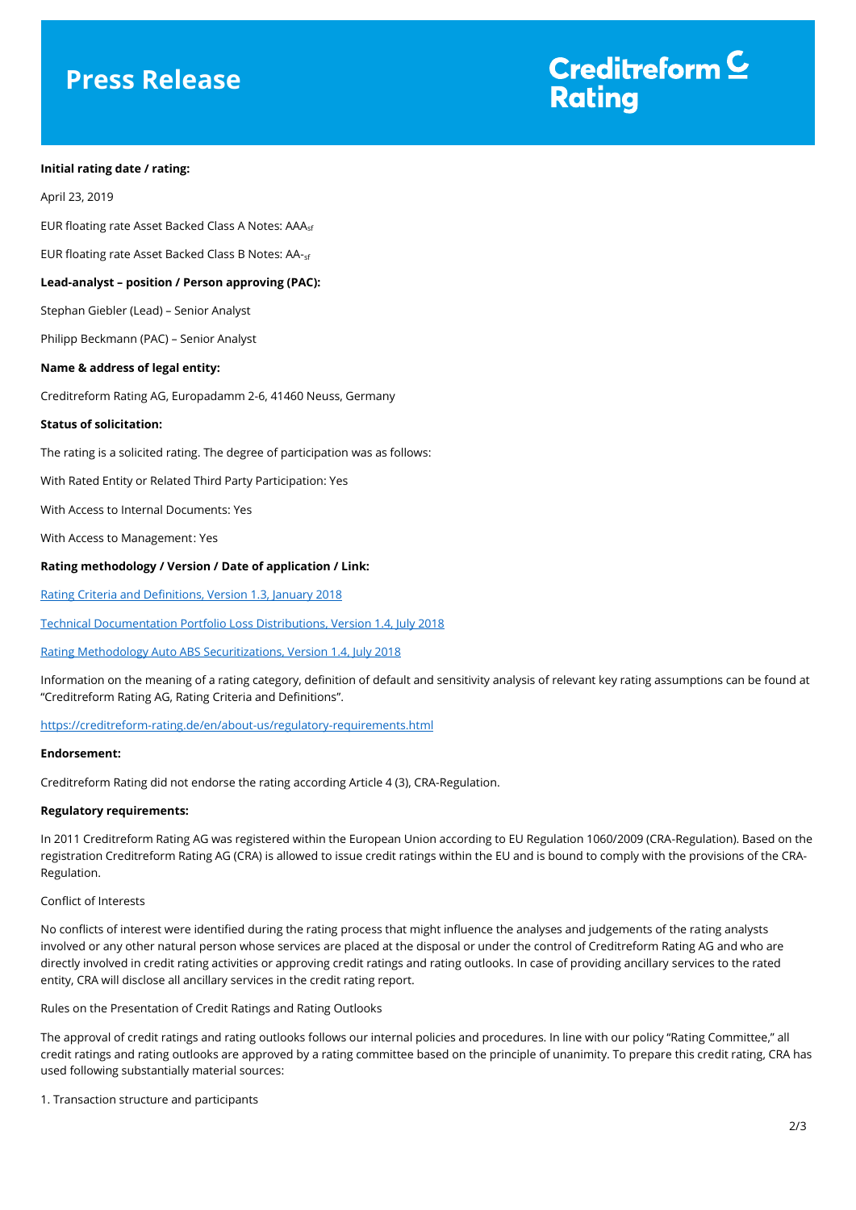**Initial rating date / rating:**

April 23, 2019

EUR floating rate Asset Backed Class A Notes: $AAA_{sf}$

EUR floating rate Asset Backed Class B Notes: $AA\text{-}_{sf}$

**Lead-analyst – position / Person approving (PAC):**

Stephan Giebler (Lead) – Senior Analyst

Philipp Beckmann (PAC) – Senior Analyst

**Name & address of legal entity:**

Creditreform Rating AG, Europadamm 2-6, 41460 Neuss, Germany

**Status of solicitation:**

The rating is a solicited rating. The degree of participation was as follows:

With Rated Entity or Related Third Party Participation: Yes

With Access to Internal Documents: Yes

With Access to Management: Yes

**Rating methodology / Version / Date of application / Link:**

Rating Criteria and Definitions, Version 1.3, January 2018

Technical Documentation Portfolio Loss Distributions, Version 1.4, July 2018

Rating Methodology Auto ABS Securitizations, Version 1.4, July 2018

Information on the meaning of a rating category, definition of default and sensitivity analysis of relevant key rating assumptions can be found at "Creditreform Rating AG, Rating Criteria and Definitions".

https://creditreform-rating.de/en/about-us/regulatory-requirements.html

**Endorsement:**

Creditreform Rating did not endorse the rating according Article 4 (3), CRA-Regulation.

**Regulatory requirements:**

In 2011 Creditreform Rating AG was registered within the European Union according to EU Regulation 1060/2009 (CRA-Regulation). Based on the registration Creditreform Rating AG (CRA) is allowed to issue credit ratings within the EU and is bound to comply with the provisions of the CRA-Regulation.

Conflict of Interests

No conflicts of interest were identified during the rating process that might influence the analyses and judgements of the rating analysts involved or any other natural person whose services are placed at the disposal or under the control of Creditreform Rating AG and who are directly involved in credit rating activities or approving credit ratings and rating outlooks. In case of providing ancillary services to the rated entity, CRA will disclose all ancillary services in the credit rating report.

Rules on the Presentation of Credit Ratings and Rating Outlooks

The approval of credit ratings and rating outlooks follows our internal policies and procedures. In line with our policy "Rating Committee," all credit ratings and rating outlooks are approved by a rating committee based on the principle of unanimity. To prepare this credit rating, CRA has used following substantially material sources:

1. Transaction structure and participants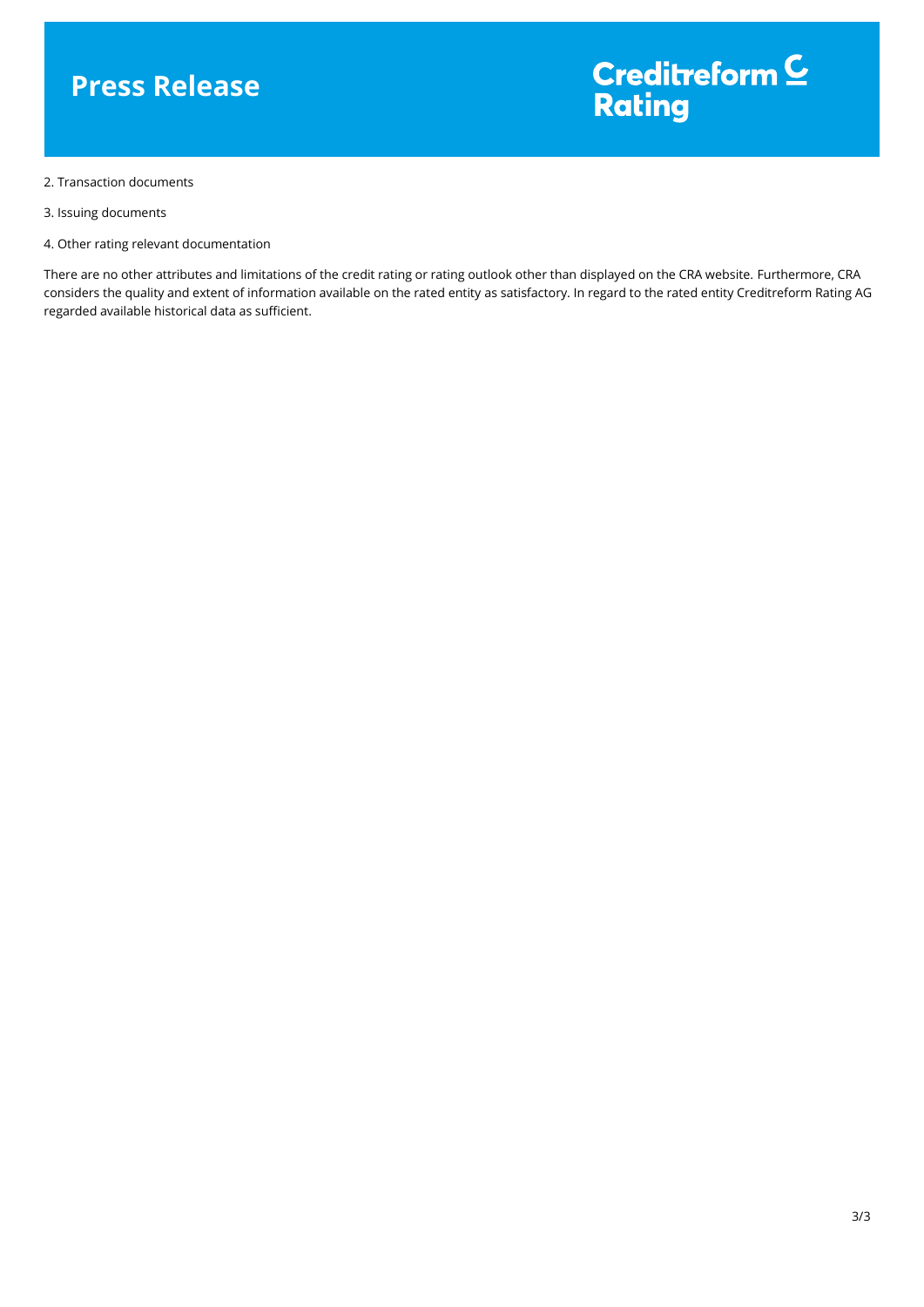2. Transaction documents

3. Issuing documents

4. Other rating relevant documentation

There are no other attributes and limitations of the credit rating or rating outlook other than displayed on the CRA website. Furthermore, CRA considers the quality and extent of information available on the rated entity as satisfactory. In regard to the rated entity Creditreform Rating AG regarded available historical data as sufficient.